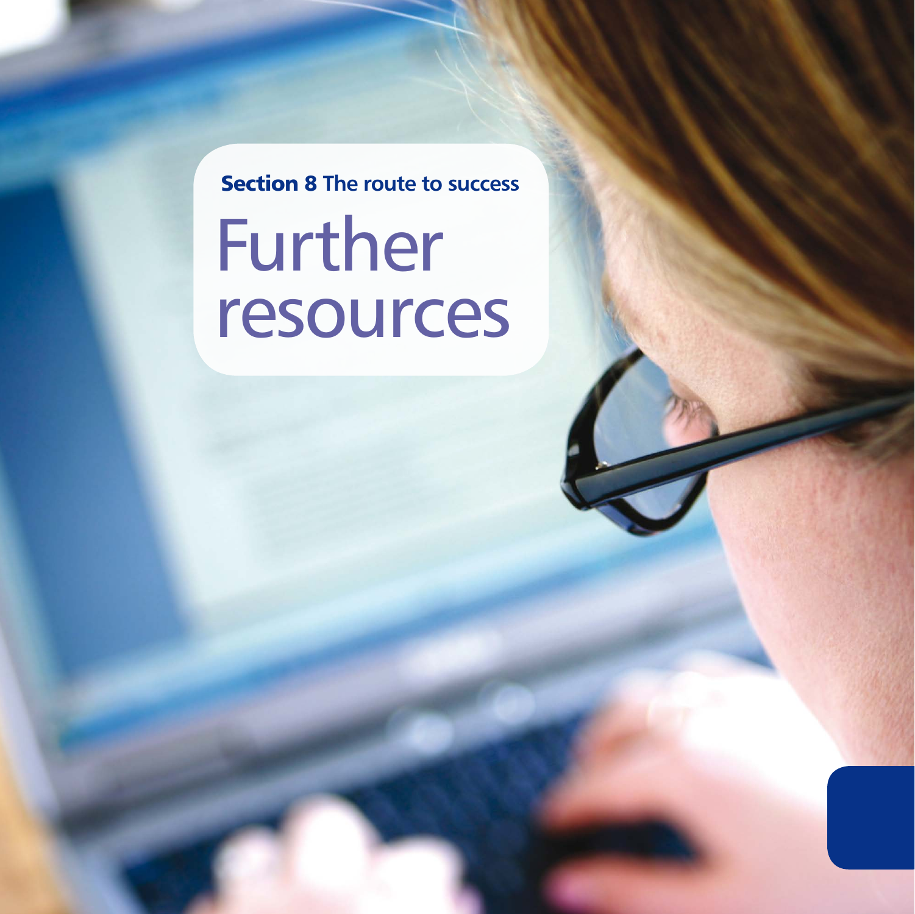**Section 8** The route to success

# Further resources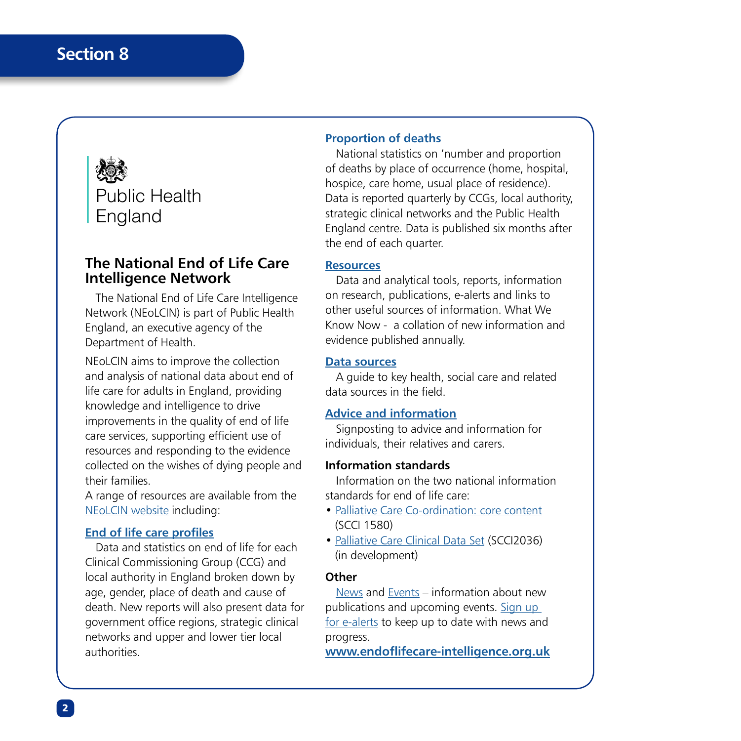## Section 8

Public Health England

### The National End of Life Care Intelligence Network

The National End of Life Care Intelligence Network (NEoLCIN) is part of Public Health England, an executive agency of the Department of Health.

NEoLCIN aims to improve the collection and analysis of national data about end of life care for adults in England, providing knowledge and intelligence to drive improvements in the quality of end of life care services, supporting efficient use of resources and responding to the evidence collected on the wishes of dying people and their families.

A range of resources are available from the NEoLCIN website including:

**End of life care profiles**

Data and statistics on end of life for each Clinical Commissioning Group (CCG) and local authority in England broken down by age, gender, place of death and cause of death. New reports will also present data for government office regions, strategic clinical networks and upper and lower tier local authorities.

**Proportion of deaths**

National statistics on 'number and proportion of deaths by place of occurrence (home, hospital, hospice, care home, usual place of residence). Data is reported quarterly by CCGs, local authority, strategic clinical networks and the Public Health England centre. Data is published six months after the end of each quarter.

**Resources**

Data and analytical tools, reports, information on research, publications, e-alerts and links to other useful sources of information. What We Know Now - a collation of new information and evidence published annually.

**Data sources**

A guide to key health, social care and related data sources in the field.

**Advice and information**

Signposting to advice and information for individuals, their relatives and carers.

**Information standards**

Information on the two national information standards for end of life care:

- Palliative Care Co-ordination: core content (SCCI 1580)
- Palliative Care Clinical Data Set (SCCI2036) (in development)

**Other**

News and Events – information about new publications and upcoming events. Sign up for e-alerts to keep up to date with news and progress.

**www.endoflifecare-intelligence.org.uk**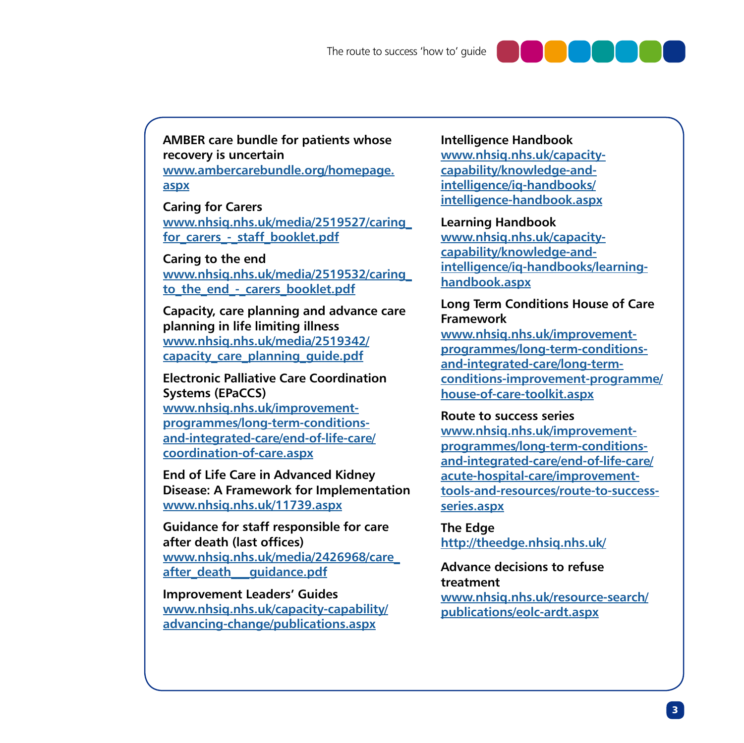**AMBER care bundle for patients whose recovery is uncertain**
www.ambercarebundle.org/homepage.aspx

**Caring for Carers**
www.nhsiq.nhs.uk/media/2519527/caring_for_carers_-_staff_booklet.pdf

**Caring to the end**
www.nhsiq.nhs.uk/media/2519532/caring_to_the_end_-_carers_booklet.pdf

**Capacity, care planning and advance care planning in life limiting illness**
www.nhsiq.nhs.uk/media/2519342/capacity_care_planning_guide.pdf

**Electronic Palliative Care Coordination Systems (EPaCCS)**
www.nhsiq.nhs.uk/improvement-programmes/long-term-conditions-and-integrated-care/end-of-life-care/coordination-of-care.aspx

**End of Life Care in Advanced Kidney Disease: A Framework for Implementation**
www.nhsiq.nhs.uk/11739.aspx

**Guidance for staff responsible for care after death (last offices)**
www.nhsiq.nhs.uk/media/2426968/care_after_death___guidance.pdf

**Improvement Leaders' Guides**
www.nhsiq.nhs.uk/capacity-capability/advancing-change/publications.aspx

**Intelligence Handbook**
www.nhsiq.nhs.uk/capacity-capability/knowledge-and-intelligence/iq-handbooks/intelligence-handbook.aspx

**Learning Handbook**
www.nhsiq.nhs.uk/capacity-capability/knowledge-and-intelligence/iq-handbooks/learning-handbook.aspx

**Long Term Conditions House of Care Framework**
www.nhsiq.nhs.uk/improvement-programmes/long-term-conditions-and-integrated-care/long-term-conditions-improvement-programme/house-of-care-toolkit.aspx

**Route to success series**
www.nhsiq.nhs.uk/improvement-programmes/long-term-conditions-and-integrated-care/end-of-life-care/acute-hospital-care/improvement-tools-and-resources/route-to-success-series.aspx

**The Edge**
http://theedge.nhsiq.nhs.uk/

**Advance decisions to refuse treatment**
www.nhsiq.nhs.uk/resource-search/publications/eolc-ardt.aspx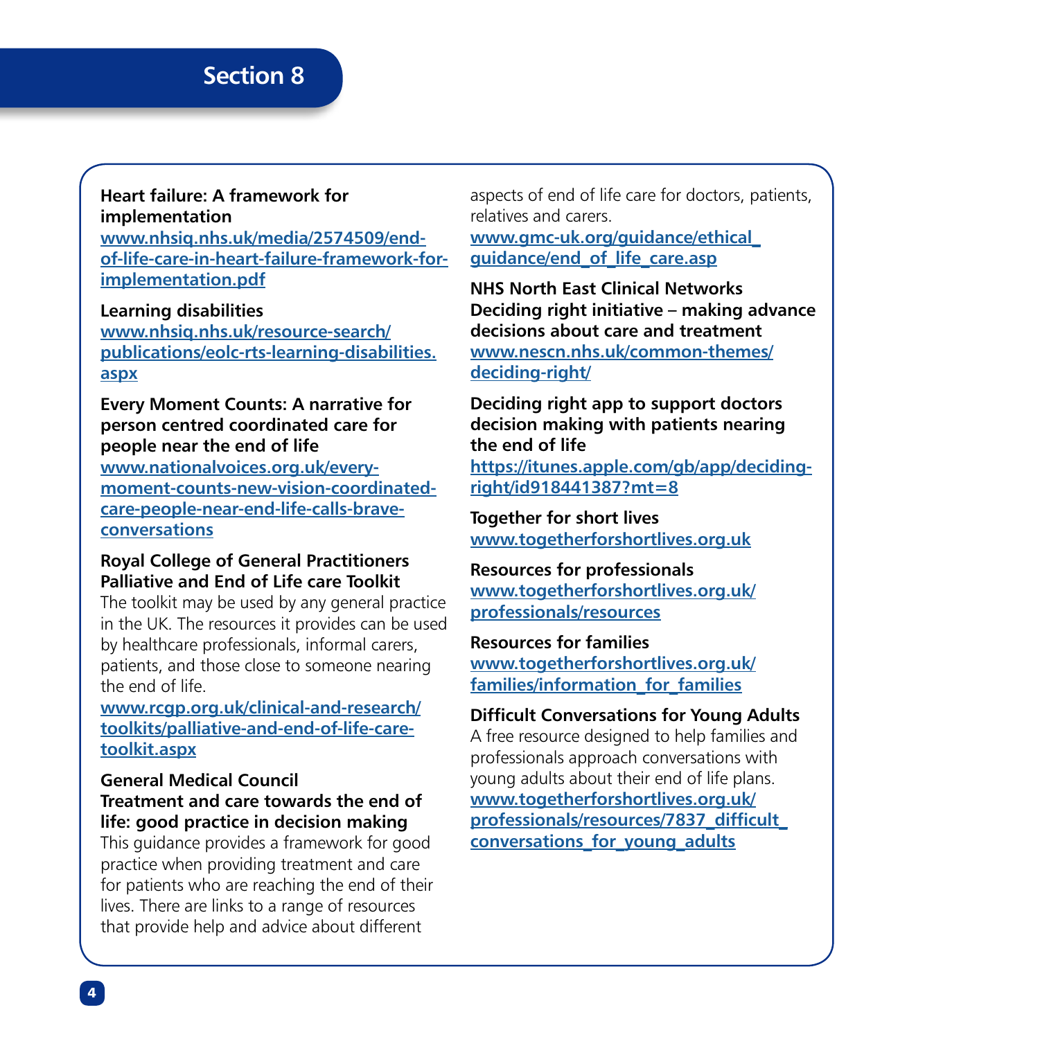## Section 8

**Heart failure: A framework for implementation**
[www.nhsiq.nhs.uk/media/2574509/end-of-life-care-in-heart-failure-framework-for-implementation.pdf](www.nhsiq.nhs.uk/media/2574509/end-of-life-care-in-heart-failure-framework-for-implementation.pdf)

**Learning disabilities**
[www.nhsiq.nhs.uk/resource-search/publications/eolc-rts-learning-disabilities.aspx](www.nhsiq.nhs.uk/resource-search/publications/eolc-rts-learning-disabilities.aspx)

**Every Moment Counts: A narrative for person centred coordinated care for people near the end of life**
[www.nationalvoices.org.uk/every-moment-counts-new-vision-coordinated-care-people-near-end-life-calls-brave-conversations](www.nationalvoices.org.uk/every-moment-counts-new-vision-coordinated-care-people-near-end-life-calls-brave-conversations)

**Royal College of General Practitioners Palliative and End of Life care Toolkit**
The toolkit may be used by any general practice in the UK. The resources it provides can be used by healthcare professionals, informal carers, patients, and those close to someone nearing the end of life.
[www.rcgp.org.uk/clinical-and-research/toolkits/palliative-and-end-of-life-care-toolkit.aspx](www.rcgp.org.uk/clinical-and-research/toolkits/palliative-and-end-of-life-care-toolkit.aspx)

**General Medical Council**
**Treatment and care towards the end of life: good practice in decision making**
This guidance provides a framework for good practice when providing treatment and care for patients who are reaching the end of their lives. There are links to a range of resources that provide help and advice about different aspects of end of life care for doctors, patients, relatives and carers.
[www.gmc-uk.org/guidance/ethical_guidance/end_of_life_care.asp](www.gmc-uk.org/guidance/ethical_guidance/end_of_life_care.asp)

**NHS North East Clinical Networks Deciding right initiative – making advance decisions about care and treatment**
[www.nescn.nhs.uk/common-themes/deciding-right/](www.nescn.nhs.uk/common-themes/deciding-right/)

**Deciding right app to support doctors decision making with patients nearing the end of life**
[https://itunes.apple.com/gb/app/deciding-right/id918441387?mt=8](https://itunes.apple.com/gb/app/deciding-right/id918441387?mt=8)

**Together for short lives**
[www.togetherforshortlives.org.uk](www.togetherforshortlives.org.uk)

**Resources for professionals**
[www.togetherforshortlives.org.uk/professionals/resources](www.togetherforshortlives.org.uk/professionals/resources)

**Resources for families**
[www.togetherforshortlives.org.uk/families/information_for_families](www.togetherforshortlives.org.uk/families/information_for_families)

**Difficult Conversations for Young Adults**
A free resource designed to help families and professionals approach conversations with young adults about their end of life plans.
[www.togetherforshortlives.org.uk/professionals/resources/7837_difficult_conversations_for_young_adults](www.togetherforshortlives.org.uk/professionals/resources/7837_difficult_conversations_for_young_adults)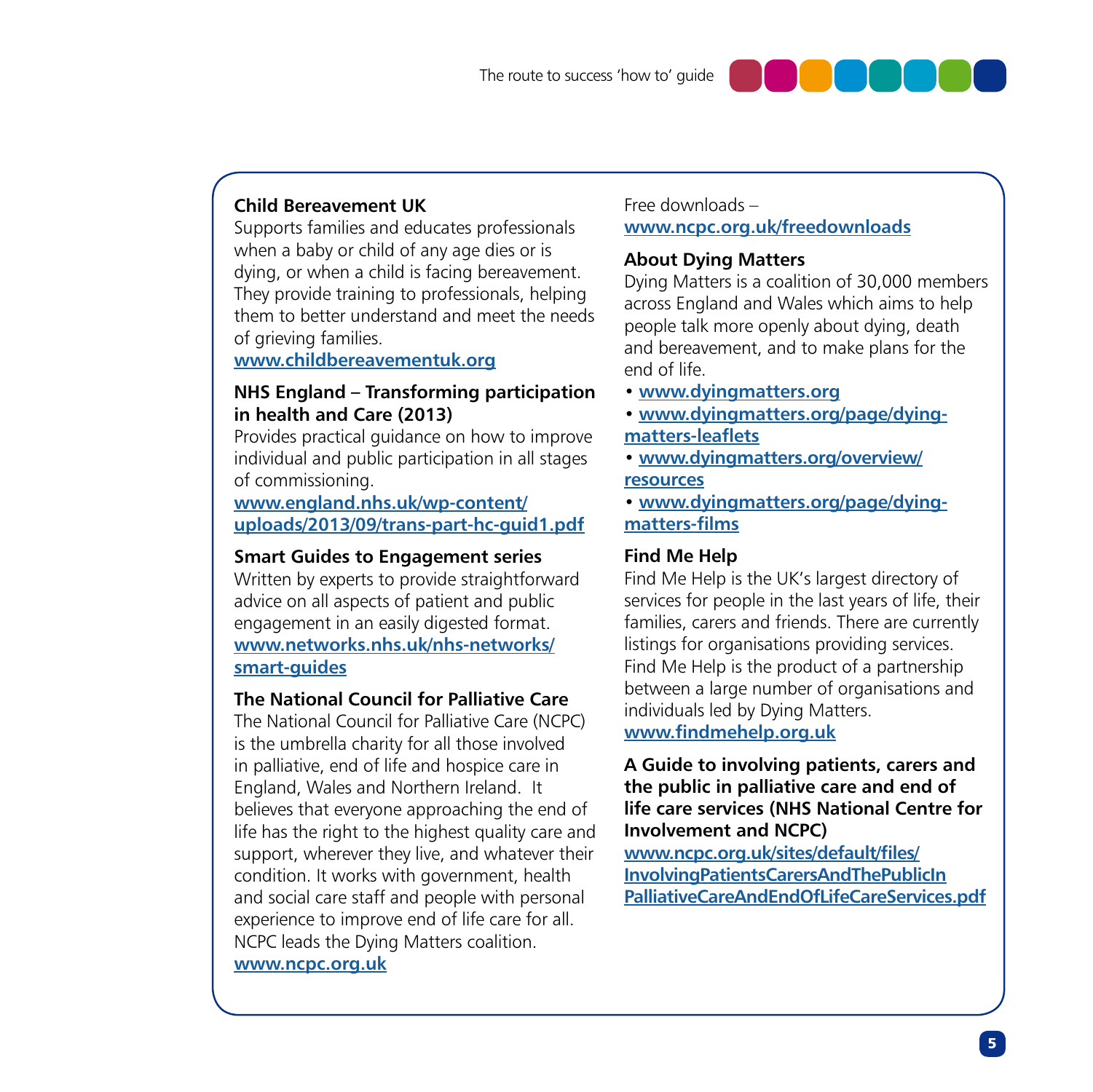**Child Bereavement UK**
Supports families and educates professionals when a baby or child of any age dies or is dying, or when a child is facing bereavement. They provide training to professionals, helping them to better understand and meet the needs of grieving families.
**www.childbereavementuk.org**

**NHS England – Transforming participation in health and Care (2013)**
Provides practical guidance on how to improve individual and public participation in all stages of commissioning.
**www.england.nhs.uk/wp-content/uploads/2013/09/trans-part-hc-guid1.pdf**

**Smart Guides to Engagement series**
Written by experts to provide straightforward advice on all aspects of patient and public engagement in an easily digested format.
**www.networks.nhs.uk/nhs-networks/smart-guides**

**The National Council for Palliative Care**
The National Council for Palliative Care (NCPC) is the umbrella charity for all those involved in palliative, end of life and hospice care in England, Wales and Northern Ireland. It believes that everyone approaching the end of life has the right to the highest quality care and support, wherever they live, and whatever their condition. It works with government, health and social care staff and people with personal experience to improve end of life care for all. NCPC leads the Dying Matters coalition.
**www.ncpc.org.uk**

Free downloads –
**www.ncpc.org.uk/freedownloads**

**About Dying Matters**
Dying Matters is a coalition of 30,000 members across England and Wales which aims to help people talk more openly about dying, death and bereavement, and to make plans for the end of life.

- **www.dyingmatters.org**
- **www.dyingmatters.org/page/dying-matters-leaflets**
- **www.dyingmatters.org/overview/resources**
- **www.dyingmatters.org/page/dying-matters-films**

**Find Me Help**
Find Me Help is the UK's largest directory of services for people in the last years of life, their families, carers and friends. There are currently listings for organisations providing services. Find Me Help is the product of a partnership between a large number of organisations and individuals led by Dying Matters.
**www.findmehelp.org.uk**

**A Guide to involving patients, carers and the public in palliative care and end of life care services (NHS National Centre for Involvement and NCPC)**
**www.ncpc.org.uk/sites/default/files/InvolvingPatientsCarersAndThePublicInPalliativeCareAndEndOfLifeCareServices.pdf**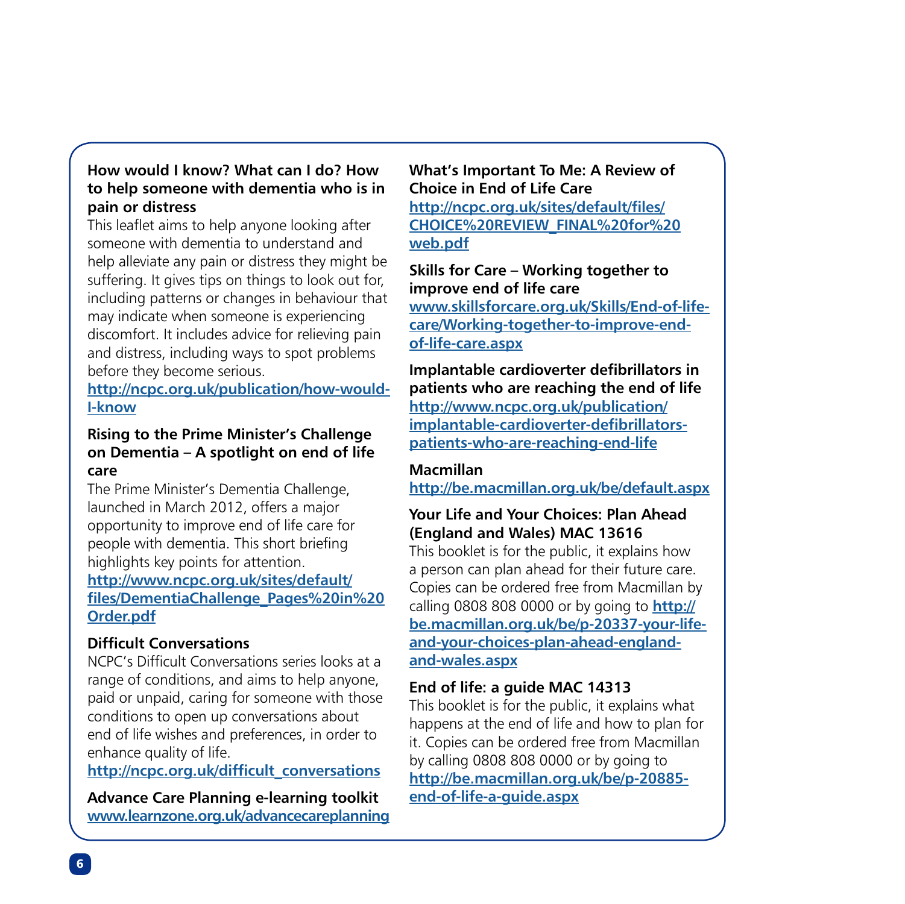**How would I know? What can I do? How to help someone with dementia who is in pain or distress**

This leaflet aims to help anyone looking after someone with dementia to understand and help alleviate any pain or distress they might be suffering. It gives tips on things to look out for, including patterns or changes in behaviour that may indicate when someone is experiencing discomfort. It includes advice for relieving pain and distress, including ways to spot problems before they become serious.

http://ncpc.org.uk/publication/how-would-I-know

**Rising to the Prime Minister's Challenge on Dementia – A spotlight on end of life care**

The Prime Minister's Dementia Challenge, launched in March 2012, offers a major opportunity to improve end of life care for people with dementia. This short briefing highlights key points for attention.

http://www.ncpc.org.uk/sites/default/files/DementiaChallenge_Pages%20in%20Order.pdf

**Difficult Conversations**

NCPC's Difficult Conversations series looks at a range of conditions, and aims to help anyone, paid or unpaid, caring for someone with those conditions to open up conversations about end of life wishes and preferences, in order to enhance quality of life.

http://ncpc.org.uk/difficult_conversations

**Advance Care Planning e-learning toolkit**

www.learnzone.org.uk/advancecareplanning

**What's Important To Me: A Review of Choice in End of Life Care**

http://ncpc.org.uk/sites/default/files/CHOICE%20REVIEW_FINAL%20for%20web.pdf

**Skills for Care – Working together to improve end of life care**

www.skillsforcare.org.uk/Skills/End-of-life-care/Working-together-to-improve-end-of-life-care.aspx

**Implantable cardioverter defibrillators in patients who are reaching the end of life**

http://www.ncpc.org.uk/publication/implantable-cardioverter-defibrillators-patients-who-are-reaching-end-life

**Macmillan**

http://be.macmillan.org.uk/be/default.aspx

**Your Life and Your Choices: Plan Ahead (England and Wales) MAC 13616**

This booklet is for the public, it explains how a person can plan ahead for their future care. Copies can be ordered free from Macmillan by calling 0808 808 0000 or by going to http://be.macmillan.org.uk/be/p-20337-your-life-and-your-choices-plan-ahead-england-and-wales.aspx

**End of life: a guide MAC 14313**

This booklet is for the public, it explains what happens at the end of life and how to plan for it. Copies can be ordered free from Macmillan by calling 0808 808 0000 or by going to http://be.macmillan.org.uk/be/p-20885-end-of-life-a-guide.aspx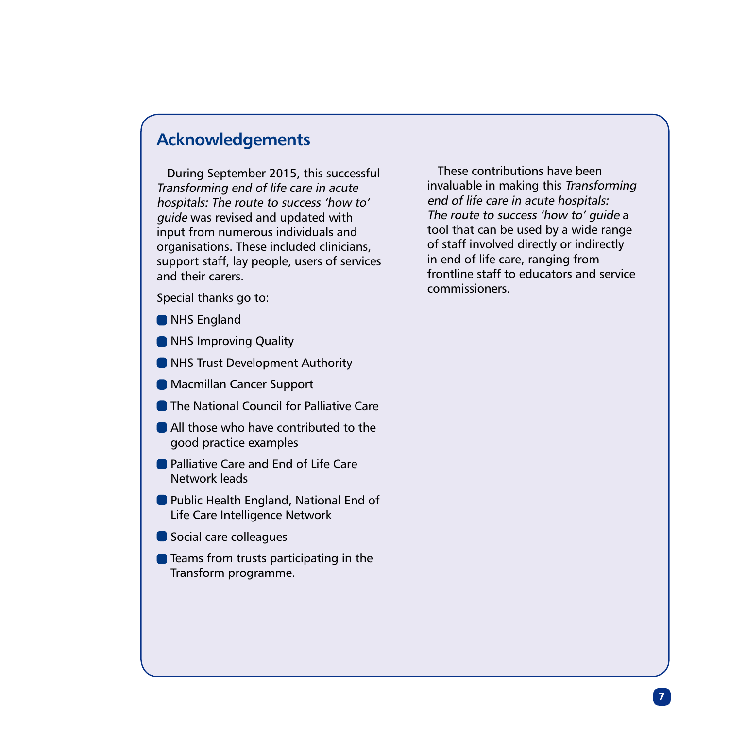## Acknowledgements

During September 2015, this successful *Transforming end of life care in acute hospitals: The route to success 'how to' guide* was revised and updated with input from numerous individuals and organisations. These included clinicians, support staff, lay people, users of services and their carers.

Special thanks go to:

- NHS England
- NHS Improving Quality
- NHS Trust Development Authority
- Macmillan Cancer Support
- The National Council for Palliative Care
- All those who have contributed to the good practice examples
- Palliative Care and End of Life Care Network leads
- Public Health England, National End of Life Care Intelligence Network
- Social care colleagues
- Teams from trusts participating in the Transform programme.

These contributions have been invaluable in making this *Transforming end of life care in acute hospitals: The route to success 'how to' guide* a tool that can be used by a wide range of staff involved directly or indirectly in end of life care, ranging from frontline staff to educators and service commissioners.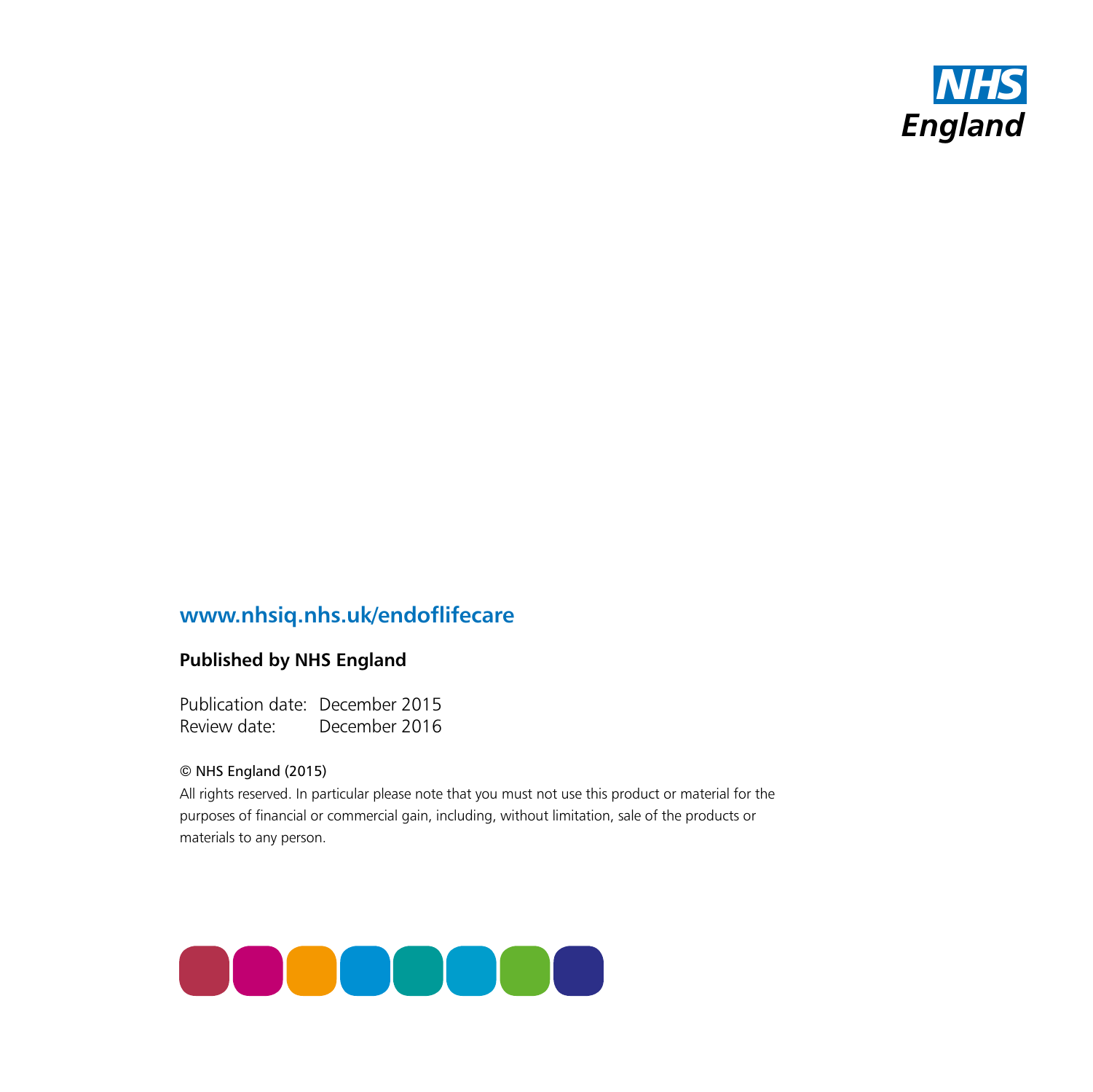NHS England

**www.nhsiq.nhs.uk/endoflifecare**

**Published by NHS England**

Publication date: December 2015
Review date: December 2016

© NHS England (2015)

All rights reserved. In particular please note that you must not use this product or material for the purposes of financial or commercial gain, including, without limitation, sale of the products or materials to any person.